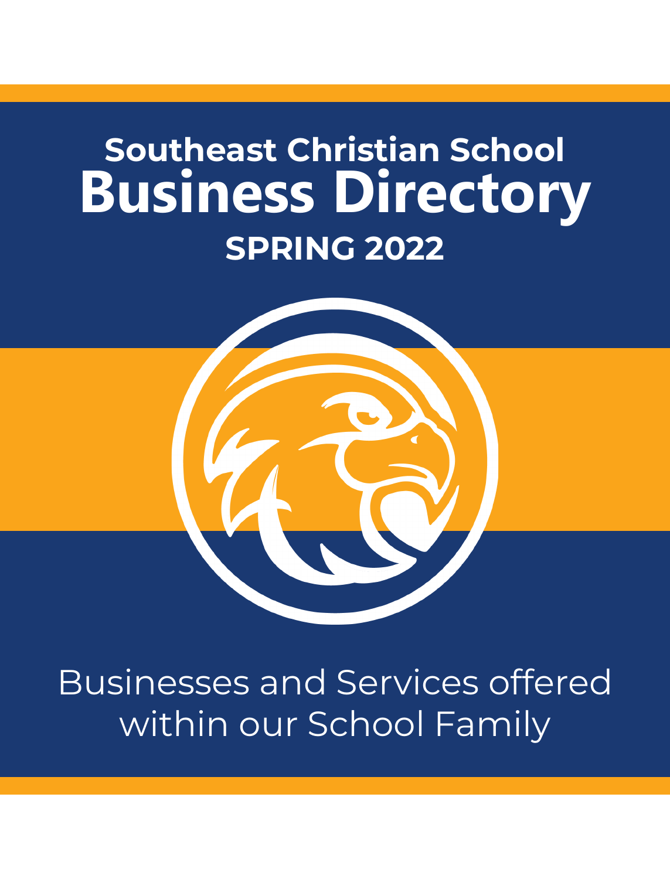# Southeast Christian School Business Directory

## SPRING 2022

Businesses and Services offered within our School Family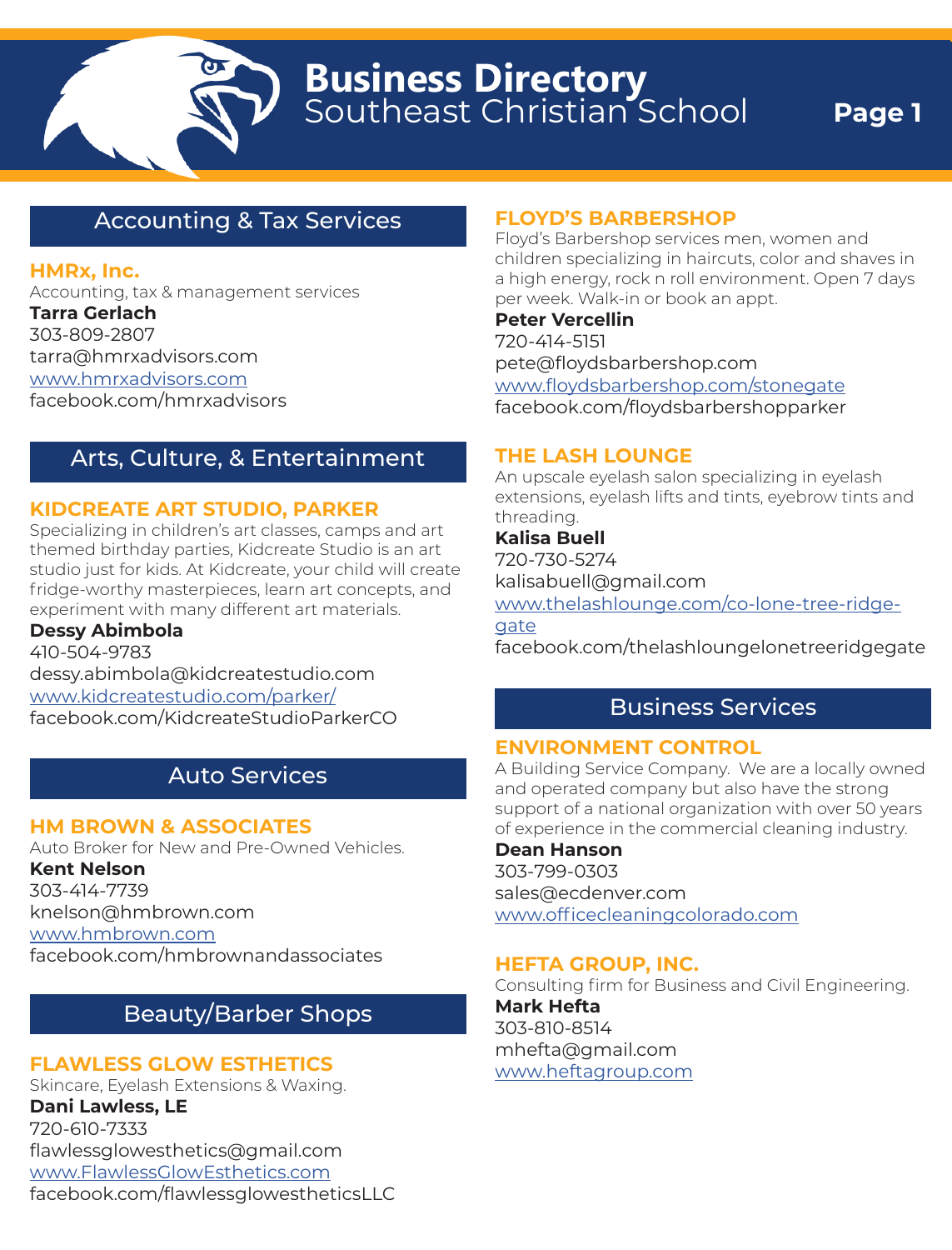# Business Directory
## Southeast Christian School

## Accounting & Tax Services

### HMRx, Inc.
Accounting, tax & management services
**Tarra Gerlach**
303-809-2807
tarra@hmrxadvisors.com
www.hmrxadvisors.com
facebook.com/hmrxadvisors

## Arts, Culture, & Entertainment

### KIDCREATE ART STUDIO, PARKER
Specializing in children's art classes, camps and art themed birthday parties, Kidcreate Studio is an art studio just for kids. At Kidcreate, your child will create fridge-worthy masterpieces, learn art concepts, and experiment with many different art materials.
**Dessy Abimbola**
410-504-9783
dessy.abimbola@kidcreatestudio.com
www.kidcreatestudio.com/parker/
facebook.com/KidcreateStudioParkerCO

## Auto Services

### HM BROWN & ASSOCIATES
Auto Broker for New and Pre-Owned Vehicles.
**Kent Nelson**
303-414-7739
knelson@hmbrown.com
www.hmbrown.com
facebook.com/hmbrownandassociates

## Beauty/Barber Shops

### FLAWLESS GLOW ESTHETICS
Skincare, Eyelash Extensions & Waxing.
**Dani Lawless, LE**
720-610-7333
flawlessglowesthetics@gmail.com
www.FlawlessGlowEsthetics.com
facebook.com/flawlessglowestheticsLLC

### FLOYD'S BARBERSHOP
Floyd's Barbershop services men, women and children specializing in haircuts, color and shaves in a high energy, rock n roll environment. Open 7 days per week. Walk-in or book an appt.
**Peter Vercellin**
720-414-5151
pete@floydsbarbershop.com
www.floydsbarbershop.com/stonegate
facebook.com/floydsbarbershopparker

### THE LASH LOUNGE
An upscale eyelash salon specializing in eyelash extensions, eyelash lifts and tints, eyebrow tints and threading.
**Kalisa Buell**
720-730-5274
kalisabuell@gmail.com
www.thelashlounge.com/co-lone-tree-ridge-gate
facebook.com/thelashloungelonetreeridgegate

## Business Services

### ENVIRONMENT CONTROL
A Building Service Company. We are a locally owned and operated company but also have the strong support of a national organization with over 50 years of experience in the commercial cleaning industry.
**Dean Hanson**
303-799-0303
sales@ecdenver.com
www.officecleaningcolorado.com

### HEFTA GROUP, INC.
Consulting firm for Business and Civil Engineering.
**Mark Hefta**
303-810-8514
mhefta@gmail.com
www.heftagroup.com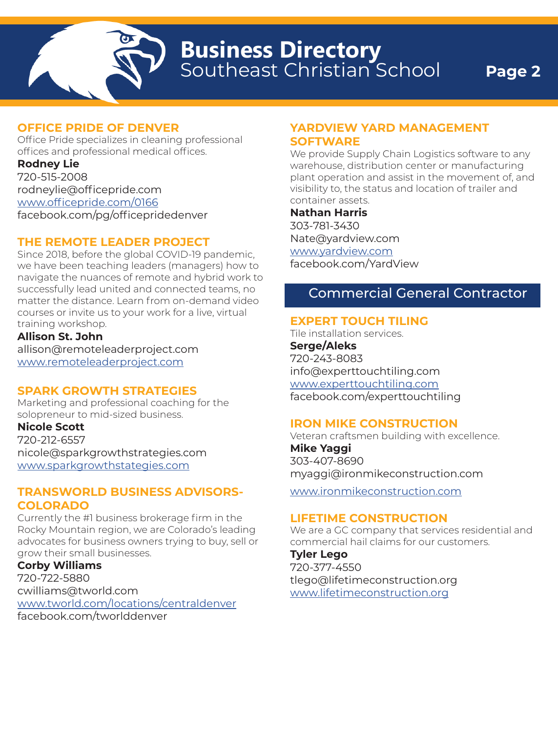# Business Directory
## Southeast Christian School

### OFFICE PRIDE OF DENVER

Office Pride specializes in cleaning professional offices and professional medical offices.

**Rodney Lie**
720-515-2008
rodneylie@officepride.com
www.officepride.com/0166
facebook.com/pg/officepridedenver

### THE REMOTE LEADER PROJECT

Since 2018, before the global COVID-19 pandemic, we have been teaching leaders (managers) how to navigate the nuances of remote and hybrid work to successfully lead united and connected teams, no matter the distance. Learn from on-demand video courses or invite us to your work for a live, virtual training workshop.

**Allison St. John**
allison@remoteleaderproject.com
www.remoteleaderproject.com

### SPARK GROWTH STRATEGIES

Marketing and professional coaching for the solopreneur to mid-sized business.

**Nicole Scott**
720-212-6557
nicole@sparkgrowthstrategies.com
www.sparkgrowthstategies.com

### TRANSWORLD BUSINESS ADVISORS-COLORADO

Currently the #1 business brokerage firm in the Rocky Mountain region, we are Colorado's leading advocates for business owners trying to buy, sell or grow their small businesses.

**Corby Williams**
720-722-5880
cwilliams@tworld.com
www.tworld.com/locations/centraldenver
facebook.com/tworlddenver

### YARDVIEW YARD MANAGEMENT SOFTWARE

We provide Supply Chain Logistics software to any warehouse, distribution center or manufacturing plant operation and assist in the movement of, and visibility to, the status and location of trailer and container assets.

**Nathan Harris**
303-781-3430
Nate@yardview.com
www.yardview.com
facebook.com/YardView

## Commercial General Contractor

### EXPERT TOUCH TILING

Tile installation services.

**Serge/Aleks**
720-243-8083
info@experttouchtiling.com
www.experttouchtiling.com
facebook.com/experttouchtiling

### IRON MIKE CONSTRUCTION

Veteran craftsmen building with excellence.

**Mike Yaggi**
303-407-8690
myaggi@ironmikeconstruction.com
www.ironmikeconstruction.com

### LIFETIME CONSTRUCTION

We are a GC company that services residential and commercial hail claims for our customers.

**Tyler Lego**
720-377-4550
tlego@lifetimeconstruction.org
www.lifetimeconstruction.org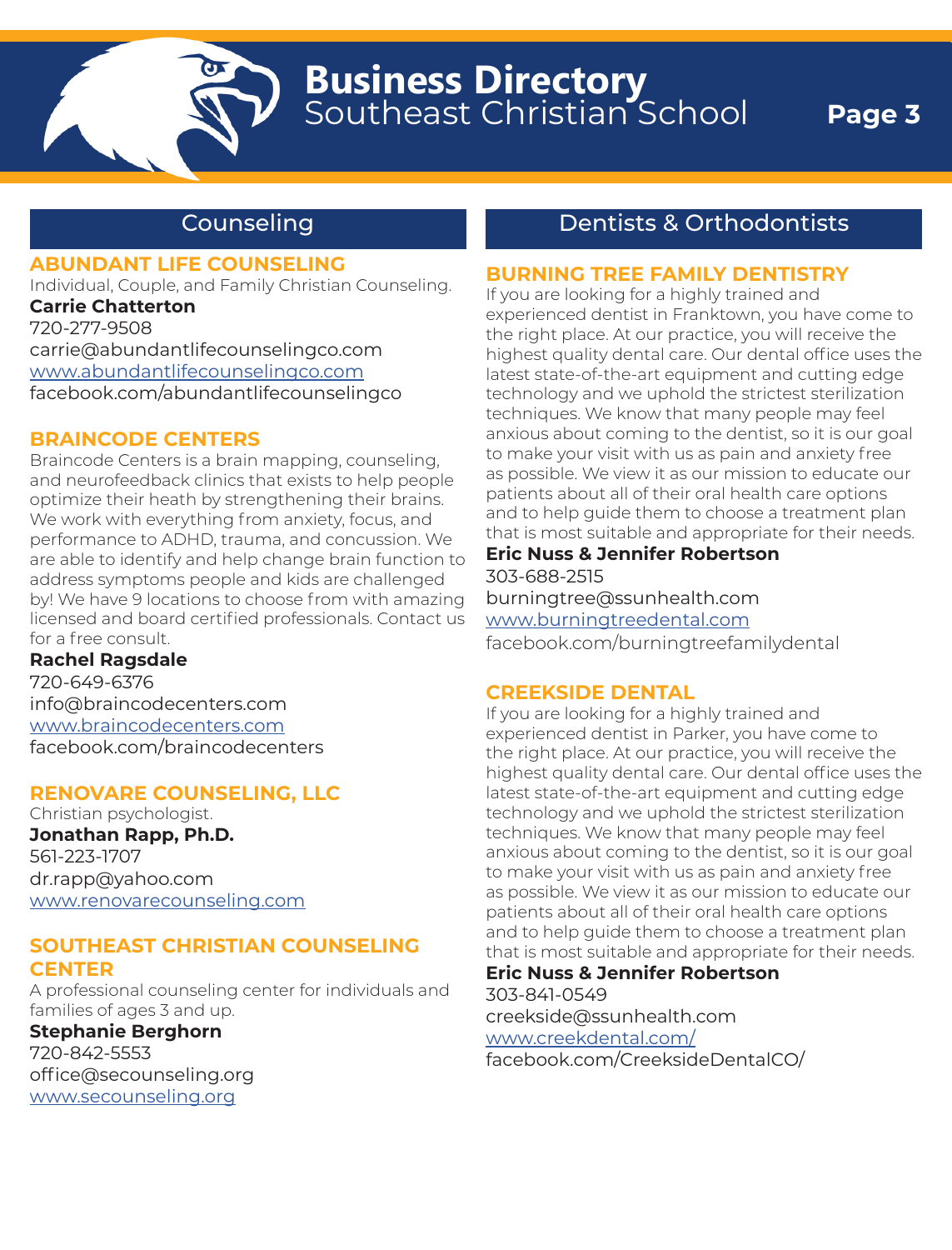## Counseling

### ABUNDANT LIFE COUNSELING

Individual, Couple, and Family Christian Counseling.

**Carrie Chatterton**
720-277-9508
carrie@abundantlifecounselingco.com
www.abundantlifecounselingco.com
facebook.com/abundantlifecounselingco

### BRAINCODE CENTERS

Braincode Centers is a brain mapping, counseling, and neurofeedback clinics that exists to help people optimize their heath by strengthening their brains. We work with everything from anxiety, focus, and performance to ADHD, trauma, and concussion. We are able to identify and help change brain function to address symptoms people and kids are challenged by! We have 9 locations to choose from with amazing licensed and board certified professionals. Contact us for a free consult.

**Rachel Ragsdale**
720-649-6376
info@braincodecenters.com
www.braincodecenters.com
facebook.com/braincodecenters

### RENOVARE COUNSELING, LLC

Christian psychologist.

**Jonathan Rapp, Ph.D.**
561-223-1707
dr.rapp@yahoo.com
www.renovarecounseling.com

### SOUTHEAST CHRISTIAN COUNSELING CENTER

A professional counseling center for individuals and families of ages 3 and up.

**Stephanie Berghorn**
720-842-5553
office@secounseling.org
www.secounseling.org

## Dentists & Orthodontists

### BURNING TREE FAMILY DENTISTRY

If you are looking for a highly trained and experienced dentist in Franktown, you have come to the right place. At our practice, you will receive the highest quality dental care. Our dental office uses the latest state-of-the-art equipment and cutting edge technology and we uphold the strictest sterilization techniques. We know that many people may feel anxious about coming to the dentist, so it is our goal to make your visit with us as pain and anxiety free as possible. We view it as our mission to educate our patients about all of their oral health care options and to help guide them to choose a treatment plan that is most suitable and appropriate for their needs.

**Eric Nuss & Jennifer Robertson**
303-688-2515
burningtree@ssunhealth.com
www.burningtreedental.com
facebook.com/burningtreefamilydental

### CREEKSIDE DENTAL

If you are looking for a highly trained and experienced dentist in Parker, you have come to the right place. At our practice, you will receive the highest quality dental care. Our dental office uses the latest state-of-the-art equipment and cutting edge technology and we uphold the strictest sterilization techniques. We know that many people may feel anxious about coming to the dentist, so it is our goal to make your visit with us as pain and anxiety free as possible. We view it as our mission to educate our patients about all of their oral health care options and to help guide them to choose a treatment plan that is most suitable and appropriate for their needs.

**Eric Nuss & Jennifer Robertson**
303-841-0549
creekside@ssunhealth.com
www.creekdental.com/
facebook.com/CreeksideDentalCO/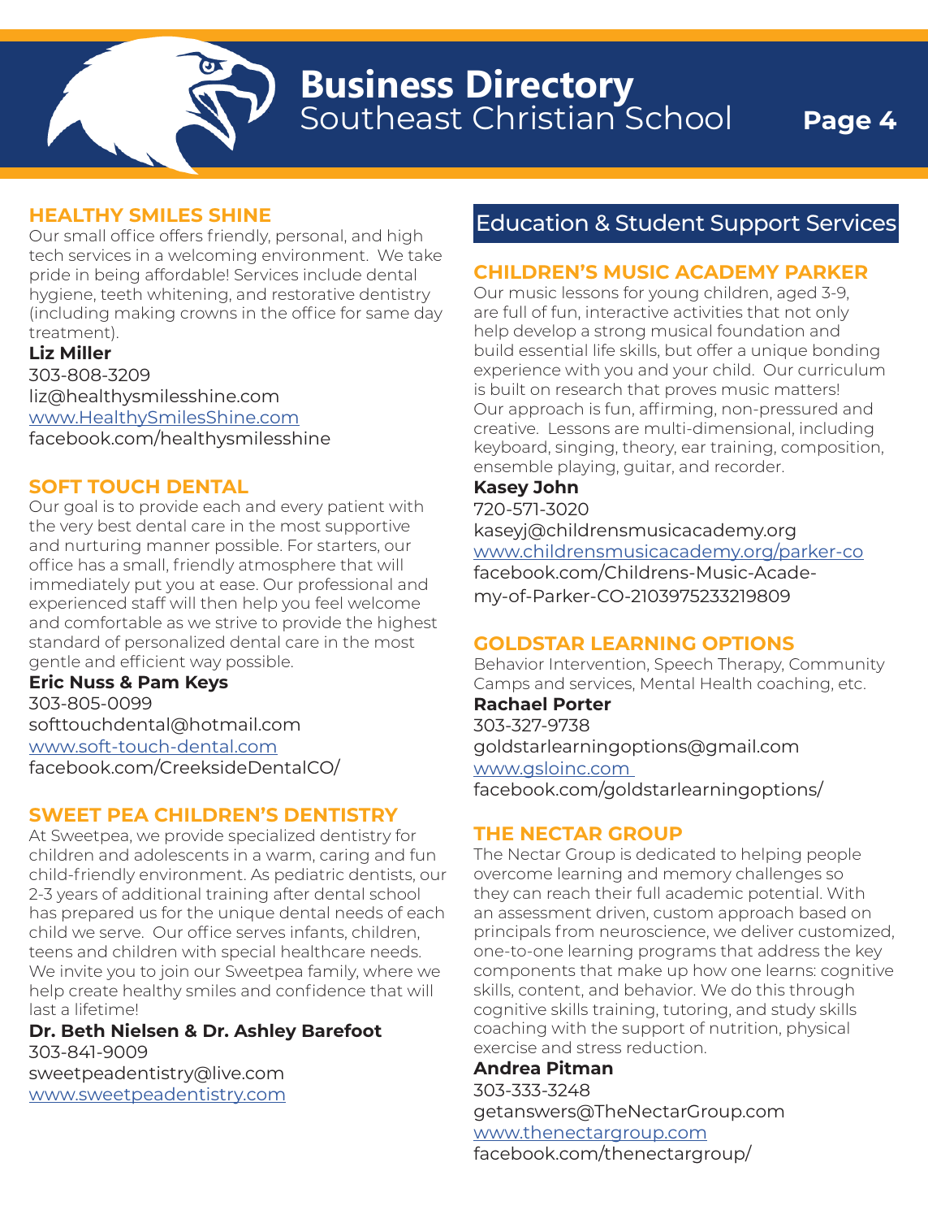## HEALTHY SMILES SHINE

Our small office offers friendly, personal, and high tech services in a welcoming environment. We take pride in being affordable! Services include dental hygiene, teeth whitening, and restorative dentistry (including making crowns in the office for same day treatment).

**Liz Miller**
303-808-3209
liz@healthysmilesshine.com
www.HealthySmilesShine.com
facebook.com/healthysmilesshine

## SOFT TOUCH DENTAL

Our goal is to provide each and every patient with the very best dental care in the most supportive and nurturing manner possible. For starters, our office has a small, friendly atmosphere that will immediately put you at ease. Our professional and experienced staff will then help you feel welcome and comfortable as we strive to provide the highest standard of personalized dental care in the most gentle and efficient way possible.

**Eric Nuss & Pam Keys**
303-805-0099
softtouchdental@hotmail.com
www.soft-touch-dental.com
facebook.com/CreeksideDentalCO/

## SWEET PEA CHILDREN'S DENTISTRY

At Sweetpea, we provide specialized dentistry for children and adolescents in a warm, caring and fun child-friendly environment. As pediatric dentists, our 2-3 years of additional training after dental school has prepared us for the unique dental needs of each child we serve. Our office serves infants, children, teens and children with special healthcare needs. We invite you to join our Sweetpea family, where we help create healthy smiles and confidence that will last a lifetime!

**Dr. Beth Nielsen & Dr. Ashley Barefoot**
303-841-9009
sweetpeadentistry@live.com
www.sweetpeadentistry.com

# Education & Student Support Services

## CHILDREN'S MUSIC ACADEMY PARKER

Our music lessons for young children, aged 3-9, are full of fun, interactive activities that not only help develop a strong musical foundation and build essential life skills, but offer a unique bonding experience with you and your child. Our curriculum is built on research that proves music matters! Our approach is fun, affirming, non-pressured and creative. Lessons are multi-dimensional, including keyboard, singing, theory, ear training, composition, ensemble playing, guitar, and recorder.

**Kasey John**
720-571-3020
kaseyj@childrensmusicacademy.org
www.childrensmusicacademy.org/parker-co
facebook.com/Childrens-Music-Academy-of-Parker-CO-2103975233219809

## GOLDSTAR LEARNING OPTIONS

Behavior Intervention, Speech Therapy, Community Camps and services, Mental Health coaching, etc.

**Rachael Porter**
303-327-9738
goldstarlearningoptions@gmail.com
www.gsloinc.com
facebook.com/goldstarlearningoptions/

## THE NECTAR GROUP

The Nectar Group is dedicated to helping people overcome learning and memory challenges so they can reach their full academic potential. With an assessment driven, custom approach based on principals from neuroscience, we deliver customized, one-to-one learning programs that address the key components that make up how one learns: cognitive skills, content, and behavior. We do this through cognitive skills training, tutoring, and study skills coaching with the support of nutrition, physical exercise and stress reduction.

**Andrea Pitman**
303-333-3248
getanswers@TheNectarGroup.com
www.thenectargroup.com
facebook.com/thenectargroup/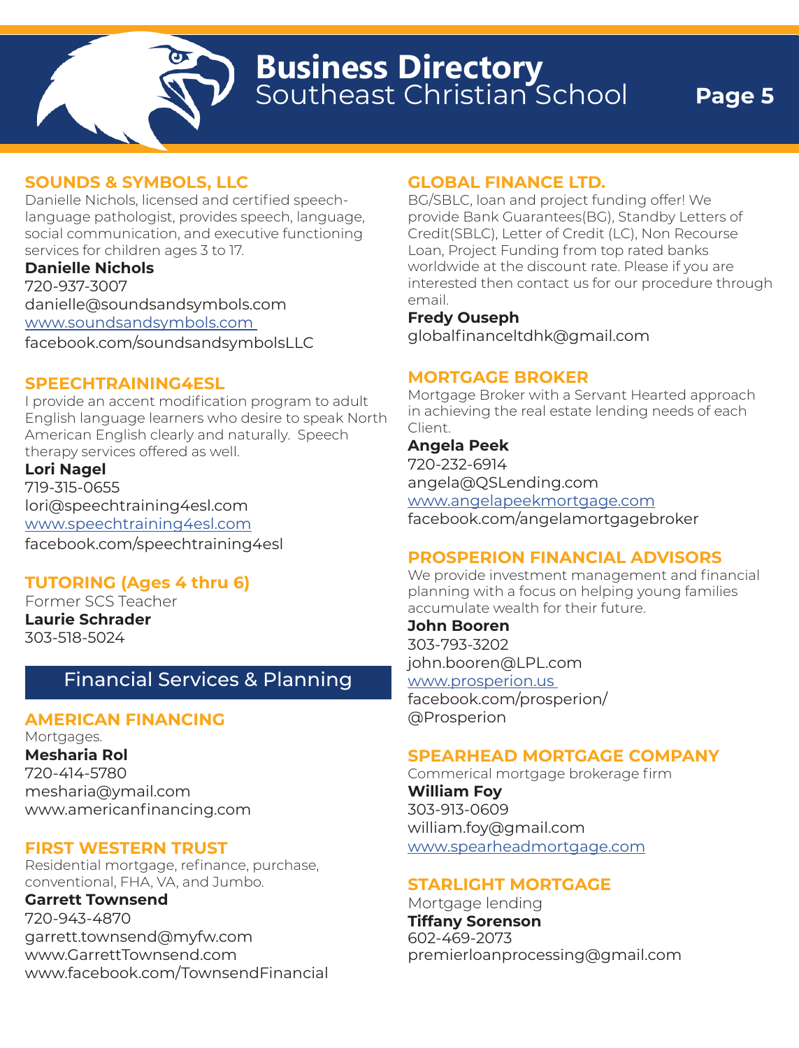### SOUNDS & SYMBOLS, LLC

Danielle Nichols, licensed and certified speech-language pathologist, provides speech, language, social communication, and executive functioning services for children ages 3 to 17.

**Danielle Nichols**
720-937-3007
danielle@soundsandsymbols.com
www.soundsandsymbols.com
facebook.com/soundsandsymbolsLLC

### SPEECHTRAINING4ESL

I provide an accent modification program to adult English language learners who desire to speak North American English clearly and naturally. Speech therapy services offered as well.

**Lori Nagel**
719-315-0655
lori@speechtraining4esl.com
www.speechtraining4esl.com
facebook.com/speechtraining4esl

### TUTORING (Ages 4 thru 6)

Former SCS Teacher

**Laurie Schrader**
303-518-5024

## Financial Services & Planning

### AMERICAN FINANCING

Mortgages.

**Mesharia Rol**
720-414-5780
mesharia@ymail.com
www.americanfinancing.com

### FIRST WESTERN TRUST

Residential mortgage, refinance, purchase, conventional, FHA, VA, and Jumbo.

**Garrett Townsend**
720-943-4870
garrett.townsend@myfw.com
www.GarrettTownsend.com
www.facebook.com/TownsendFinancial

### GLOBAL FINANCE LTD.

BG/SBLC, loan and project funding offer! We provide Bank Guarantees(BG), Standby Letters of Credit(SBLC), Letter of Credit (LC), Non Recourse Loan, Project Funding from top rated banks worldwide at the discount rate. Please if you are interested then contact us for our procedure through email.

**Fredy Ouseph**
globalfinanceltdhk@gmail.com

### MORTGAGE BROKER

Mortgage Broker with a Servant Hearted approach in achieving the real estate lending needs of each Client.

**Angela Peek**
720-232-6914
angela@QSLending.com
www.angelapeekmortgage.com
facebook.com/angelamortgagebroker

### PROSPERION FINANCIAL ADVISORS

We provide investment management and financial planning with a focus on helping young families accumulate wealth for their future.

**John Booren**
303-793-3202
john.booren@LPL.com
www.prosperion.us
facebook.com/prosperion/
@Prosperion

### SPEARHEAD MORTGAGE COMPANY

Commerical mortgage brokerage firm

**William Foy**
303-913-0609
william.foy@gmail.com
www.spearheadmortgage.com

### STARLIGHT MORTGAGE

Mortgage lending

**Tiffany Sorenson**
602-469-2073
premierloanprocessing@gmail.com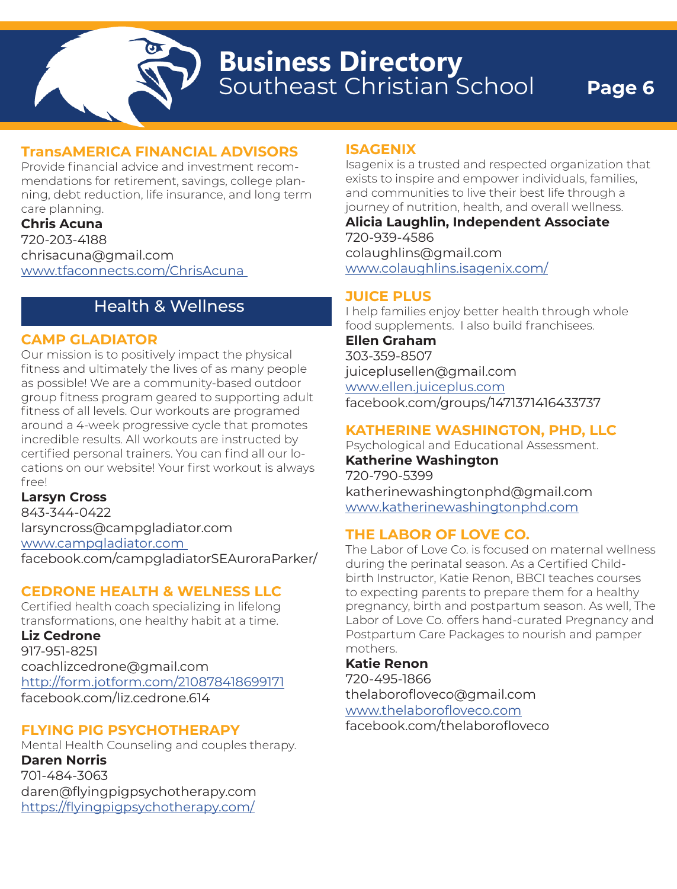# Business Directory
Southeast Christian School

### TransAMERICA FINANCIAL ADVISORS

Provide financial advice and investment recommendations for retirement, savings, college planning, debt reduction, life insurance, and long term care planning.

**Chris Acuna**
720-203-4188
chrisacuna@gmail.com
www.tfaconnects.com/ChrisAcuna

## Health & Wellness

### CAMP GLADIATOR

Our mission is to positively impact the physical fitness and ultimately the lives of as many people as possible! We are a community-based outdoor group fitness program geared to supporting adult fitness of all levels. Our workouts are programed around a 4-week progressive cycle that promotes incredible results. All workouts are instructed by certified personal trainers. You can find all our locations on our website! Your first workout is always free!

**Larsyn Cross**
843-344-0422
larsyncross@campgladiator.com
www.campgladiator.com
facebook.com/campgladiatorSEAuroraParker/

### CEDRONE HEALTH & WELNESS LLC

Certified health coach specializing in lifelong transformations, one healthy habit at a time.

**Liz Cedrone**
917-951-8251
coachlizcedrone@gmail.com
http://form.jotform.com/210878418699171
facebook.com/liz.cedrone.614

### FLYING PIG PSYCHOTHERAPY

Mental Health Counseling and couples therapy.

**Daren Norris**
701-484-3063
daren@flyingpigpsychotherapy.com
https://flyingpigpsychotherapy.com/

### ISAGENIX

Isagenix is a trusted and respected organization that exists to inspire and empower individuals, families, and communities to live their best life through a journey of nutrition, health, and overall wellness.

**Alicia Laughlin, Independent Associate**
720-939-4586
colaughlins@gmail.com
www.colaughlins.isagenix.com/

### JUICE PLUS

I help families enjoy better health through whole food supplements. I also build franchisees.

**Ellen Graham**
303-359-8507
juiceplusellen@gmail.com
www.ellen.juiceplus.com
facebook.com/groups/1471371416433737

### KATHERINE WASHINGTON, PHD, LLC

Psychological and Educational Assessment.

**Katherine Washington**
720-790-5399
katherinewashingtonphd@gmail.com
www.katherinewashingtonphd.com

### THE LABOR OF LOVE CO.

The Labor of Love Co. is focused on maternal wellness during the perinatal season. As a Certified Childbirth Instructor, Katie Renon, BBCI teaches courses to expecting parents to prepare them for a healthy pregnancy, birth and postpartum season. As well, The Labor of Love Co. offers hand-curated Pregnancy and Postpartum Care Packages to nourish and pamper mothers.

**Katie Renon**
720-495-1866
thelaboroflovecо@gmail.com
www.thelaboroflovecо.com
facebook.com/thelaborofloveco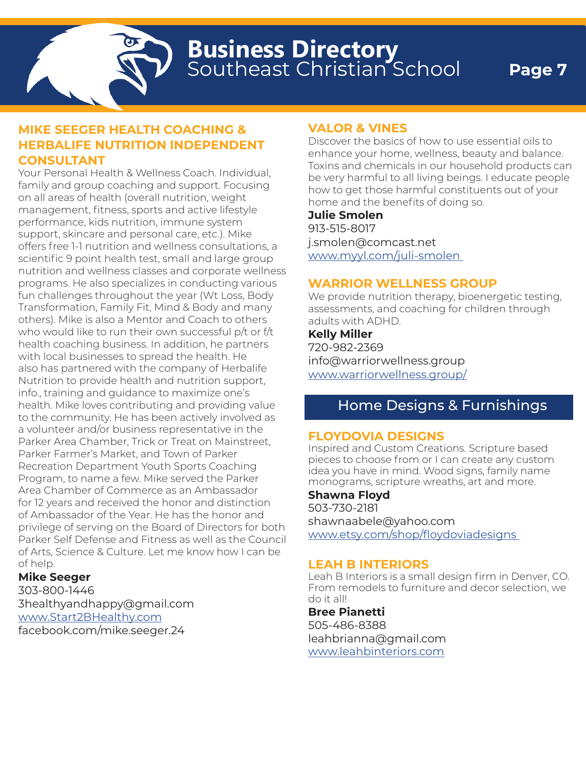## MIKE SEEGER HEALTH COACHING & HERBALIFE NUTRITION INDEPENDENT CONSULTANT

Your Personal Health & Wellness Coach. Individual, family and group coaching and support. Focusing on all areas of health (overall nutrition, weight management, fitness, sports and active lifestyle performance, kids nutrition, immune system support, skincare and personal care, etc.). Mike offers free 1-1 nutrition and wellness consultations, a scientific 9 point health test, small and large group nutrition and wellness classes and corporate wellness programs. He also specializes in conducting various fun challenges throughout the year (Wt Loss, Body Transformation, Family Fit, Mind & Body and many others). Mike is also a Mentor and Coach to others who would like to run their own successful p/t or f/t health coaching business. In addition, he partners with local businesses to spread the health. He also has partnered with the company of Herbalife Nutrition to provide health and nutrition support, info., training and guidance to maximize one's health. Mike loves contributing and providing value to the community. He has been actively involved as a volunteer and/or business representative in the Parker Area Chamber, Trick or Treat on Mainstreet, Parker Farmer's Market, and Town of Parker Recreation Department Youth Sports Coaching Program, to name a few. Mike served the Parker Area Chamber of Commerce as an Ambassador for 12 years and received the honor and distinction of Ambassador of the Year. He has the honor and privilege of serving on the Board of Directors for both Parker Self Defense and Fitness as well as the Council of Arts, Science & Culture. Let me know how I can be of help.

**Mike Seeger**
303-800-1446
3healthyandhappy@gmail.com
www.Start2BHealthy.com
facebook.com/mike.seeger.24

## VALOR & VINES

Discover the basics of how to use essential oils to enhance your home, wellness, beauty and balance. Toxins and chemicals in our household products can be very harmful to all living beings. I educate people how to get those harmful constituents out of your home and the benefits of doing so.

**Julie Smolen**
913-515-8017
j.smolen@comcast.net
www.myyl.com/juli-smolen

## WARRIOR WELLNESS GROUP

We provide nutrition therapy, bioenergetic testing, assessments, and coaching for children through adults with ADHD.

**Kelly Miller**
720-982-2369
info@warriorwellness.group
www.warriorwellness.group/

# Home Designs & Furnishings

## FLOYDOVIA DESIGNS

Inspired and Custom Creations. Scripture based pieces to choose from or I can create any custom idea you have in mind. Wood signs, family name monograms, scripture wreaths, art and more.

**Shawna Floyd**
503-730-2181
shawnaabele@yahoo.com
www.etsy.com/shop/floydoviadesigns

## LEAH B INTERIORS

Leah B Interiors is a small design firm in Denver, CO. From remodels to furniture and decor selection, we do it all!

**Bree Pianetti**
505-486-8388
leahbrianna@gmail.com
www.leahbinteriors.com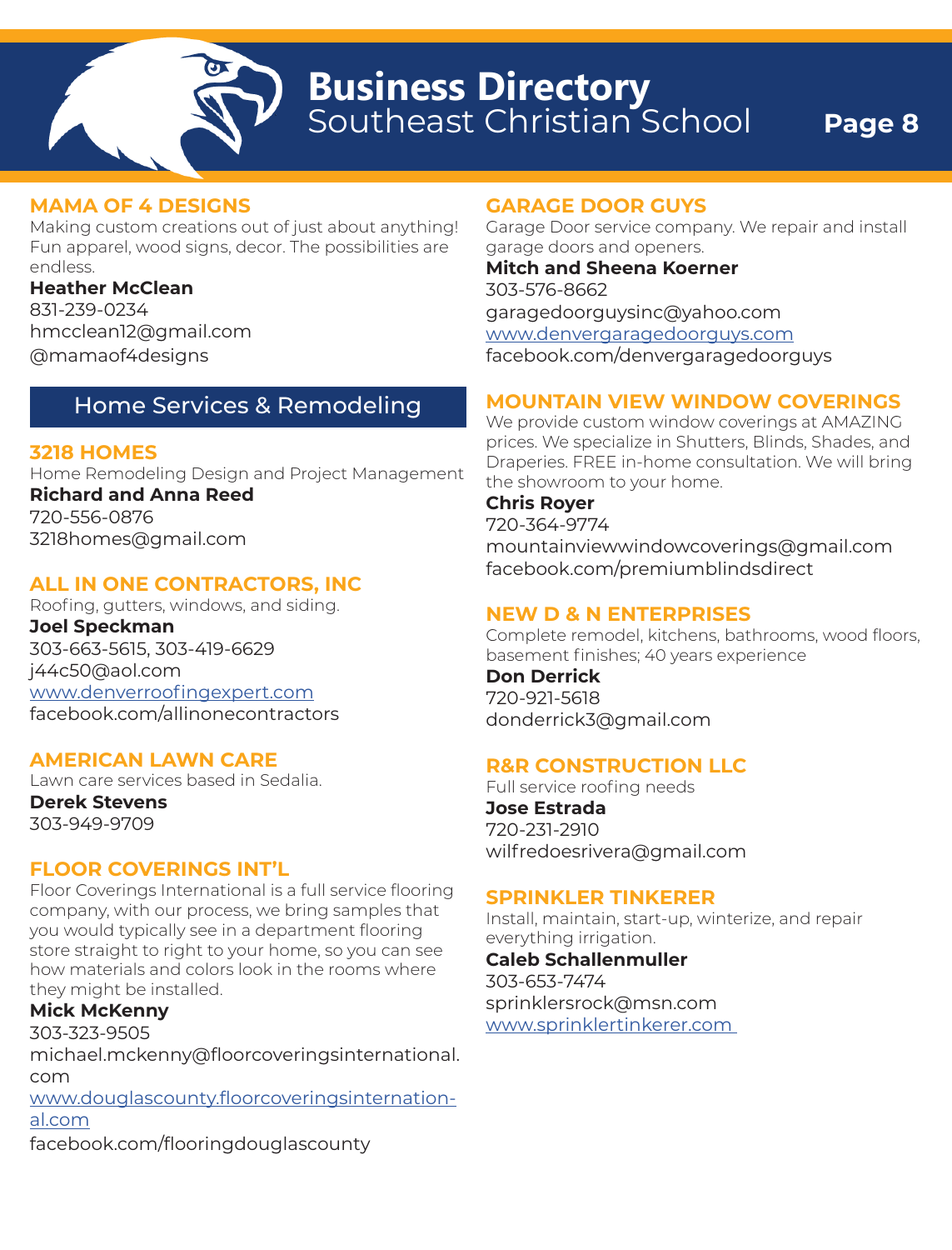### MAMA OF 4 DESIGNS

Making custom creations out of just about anything! Fun apparel, wood signs, decor. The possibilities are endless.

**Heather McClean**
831-239-0234
hmcclean12@gmail.com
@mamaof4designs

## Home Services & Remodeling

### 3218 HOMES

Home Remodeling Design and Project Management

**Richard and Anna Reed**
720-556-0876
3218homes@gmail.com

### ALL IN ONE CONTRACTORS, INC

Roofing, gutters, windows, and siding.

**Joel Speckman**
303-663-5615, 303-419-6629
j44c50@aol.com
www.denverroofingexpert.com
facebook.com/allinonecontractors

### AMERICAN LAWN CARE

Lawn care services based in Sedalia.

**Derek Stevens**
303-949-9709

### FLOOR COVERINGS INT'L

Floor Coverings International is a full service flooring company, with our process, we bring samples that you would typically see in a department flooring store straight to right to your home, so you can see how materials and colors look in the rooms where they might be installed.

**Mick McKenny**
303-323-9505
michael.mckenny@floorcoveringsinternational.com
www.douglascounty.floorcoveringsinternational.com
facebook.com/flooringdouglascounty

### GARAGE DOOR GUYS

Garage Door service company. We repair and install garage doors and openers.

**Mitch and Sheena Koerner**
303-576-8662
garagedoorguysinc@yahoo.com
www.denvergaragedoorguys.com
facebook.com/denvergaragedoorguys

### MOUNTAIN VIEW WINDOW COVERINGS

We provide custom window coverings at AMAZING prices. We specialize in Shutters, Blinds, Shades, and Draperies. FREE in-home consultation. We will bring the showroom to your home.

**Chris Royer**
720-364-9774
mountainviewwindowcoverings@gmail.com
facebook.com/premiumblindsdirect

### NEW D & N ENTERPRISES

Complete remodel, kitchens, bathrooms, wood floors, basement finishes; 40 years experience

**Don Derrick**
720-921-5618
donderrick3@gmail.com

### R&R CONSTRUCTION LLC

Full service roofing needs

**Jose Estrada**
720-231-2910
wilfredoesrivera@gmail.com

### SPRINKLER TINKERER

Install, maintain, start-up, winterize, and repair everything irrigation.

**Caleb Schallenmuller**
303-653-7474
sprinklersrock@msn.com
www.sprinklertinkerer.com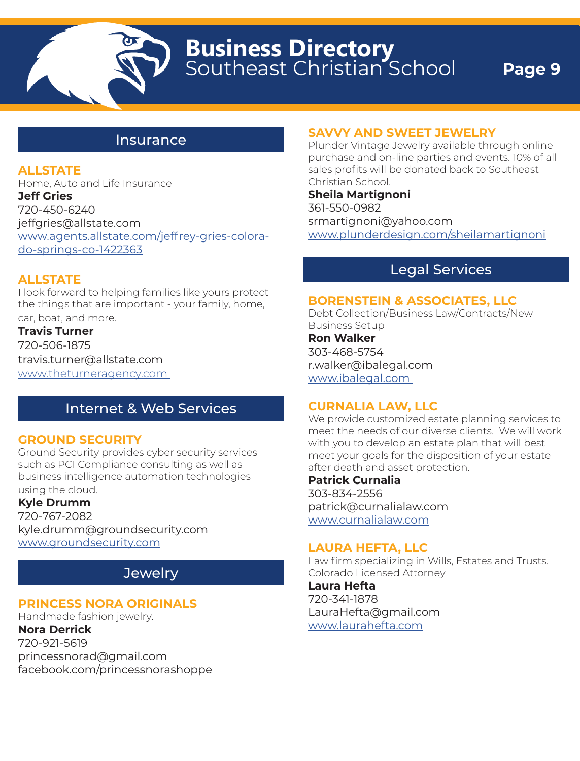# Business Directory
Southeast Christian School

## Insurance

### ALLSTATE

Home, Auto and Life Insurance

**Jeff Gries**
720-450-6240
jeffgries@allstate.com
www.agents.allstate.com/jeffrey-gries-colorado-springs-co-1422363

### ALLSTATE

I look forward to helping families like yours protect the things that are important - your family, home, car, boat, and more.

**Travis Turner**
720-506-1875
travis.turner@allstate.com
www.theturneragency.com

## Internet & Web Services

### GROUND SECURITY

Ground Security provides cyber security services such as PCI Compliance consulting as well as business intelligence automation technologies using the cloud.

**Kyle Drumm**
720-767-2082
kyle.drumm@groundsecurity.com
www.groundsecurity.com

## Jewelry

### PRINCESS NORA ORIGINALS

Handmade fashion jewelry.

**Nora Derrick**
720-921-5619
princessnorad@gmail.com
facebook.com/princessnorashoppe

### SAVVY AND SWEET JEWELRY

Plunder Vintage Jewelry available through online purchase and on-line parties and events. 10% of all sales profits will be donated back to Southeast Christian School.

**Sheila Martignoni**
361-550-0982
srmartignoni@yahoo.com
www.plunderdesign.com/sheilamartignoni

## Legal Services

### BORENSTEIN & ASSOCIATES, LLC

Debt Collection/Business Law/Contracts/New Business Setup

**Ron Walker**
303-468-5754
r.walker@ibalegal.com
www.ibalegal.com

### CURNALIA LAW, LLC

We provide customized estate planning services to meet the needs of our diverse clients. We will work with you to develop an estate plan that will best meet your goals for the disposition of your estate after death and asset protection.

**Patrick Curnalia**
303-834-2556
patrick@curnalialaw.com
www.curnalialaw.com

### LAURA HEFTA, LLC

Law firm specializing in Wills, Estates and Trusts. Colorado Licensed Attorney

**Laura Hefta**
720-341-1878
LauraHefta@gmail.com
www.laurahefta.com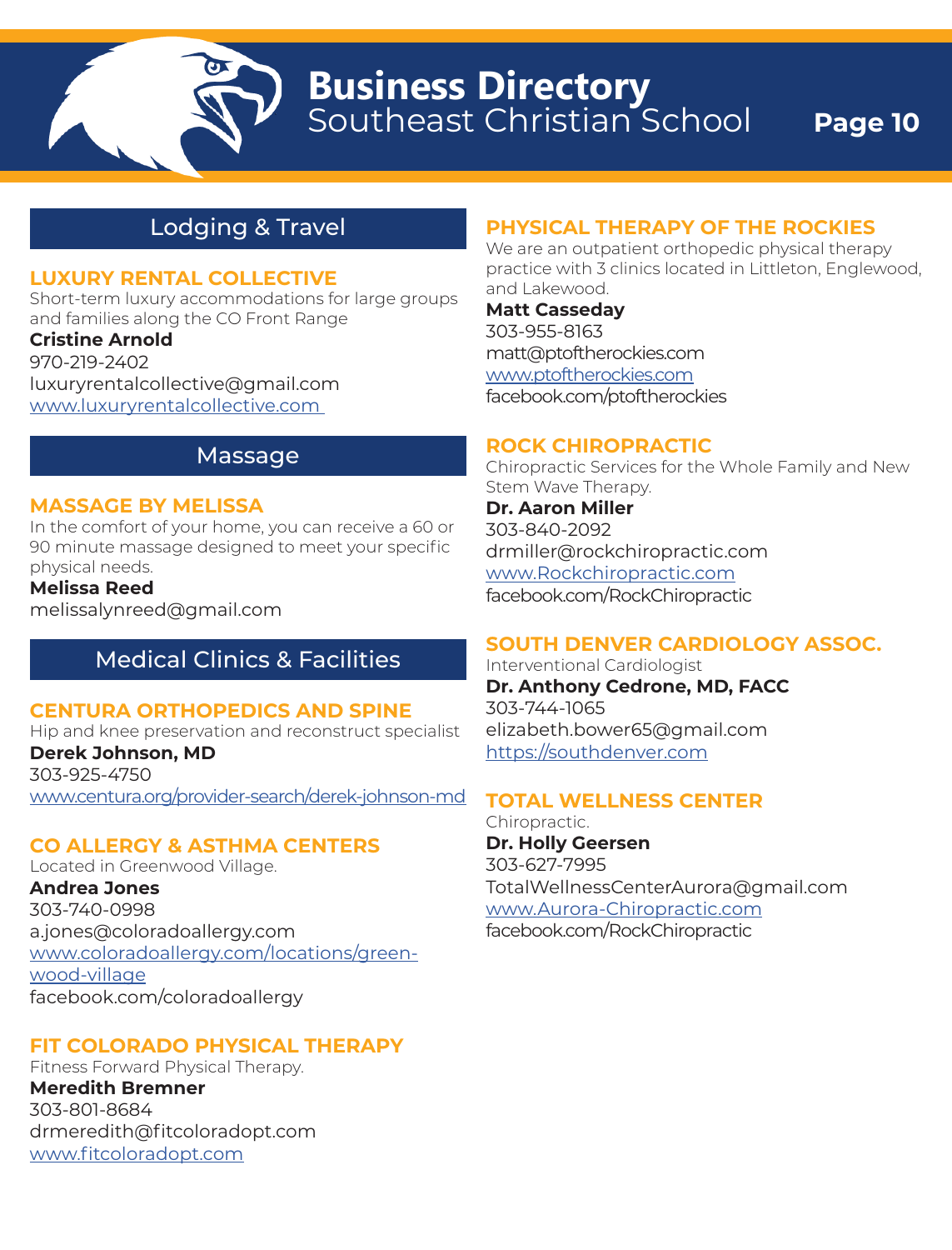# Business Directory
## Southeast Christian School

## Lodging & Travel

### LUXURY RENTAL COLLECTIVE

Short-term luxury accommodations for large groups and families along the CO Front Range

**Cristine Arnold**
970-219-2402
luxuryrentalcollective@gmail.com
www.luxuryrentalcollective.com

## Massage

### MASSAGE BY MELISSA

In the comfort of your home, you can receive a 60 or 90 minute massage designed to meet your specific physical needs.

**Melissa Reed**
melissalynreed@gmail.com

## Medical Clinics & Facilities

### CENTURA ORTHOPEDICS AND SPINE

Hip and knee preservation and reconstruct specialist

**Derek Johnson, MD**
303-925-4750
www.centura.org/provider-search/derek-johnson-md

### CO ALLERGY & ASTHMA CENTERS

Located in Greenwood Village.

**Andrea Jones**
303-740-0998
a.jones@coloradoallergy.com
www.coloradoallergy.com/locations/green-wood-village
facebook.com/coloradoallergy

### FIT COLORADO PHYSICAL THERAPY

Fitness Forward Physical Therapy.

**Meredith Bremner**
303-801-8684
drmeredith@fitcoloradopt.com
www.fitcoloradopt.com

### PHYSICAL THERAPY OF THE ROCKIES

We are an outpatient orthopedic physical therapy practice with 3 clinics located in Littleton, Englewood, and Lakewood.

**Matt Casseday**
303-955-8163
matt@ptoftherockies.com
www.ptoftherockies.com
facebook.com/ptoftherockies

### ROCK CHIROPRACTIC

Chiropractic Services for the Whole Family and New Stem Wave Therapy.

**Dr. Aaron Miller**
303-840-2092
drmiller@rockchiropractic.com
www.Rockchiropractic.com
facebook.com/RockChiropractic

### SOUTH DENVER CARDIOLOGY ASSOC.

Interventional Cardiologist

**Dr. Anthony Cedrone, MD, FACC**
303-744-1065
elizabeth.bower65@gmail.com
https://southdenver.com

### TOTAL WELLNESS CENTER

Chiropractic.

**Dr. Holly Geersen**
303-627-7995
TotalWellnessCenterAurora@gmail.com
www.Aurora-Chiropractic.com
facebook.com/RockChiropractic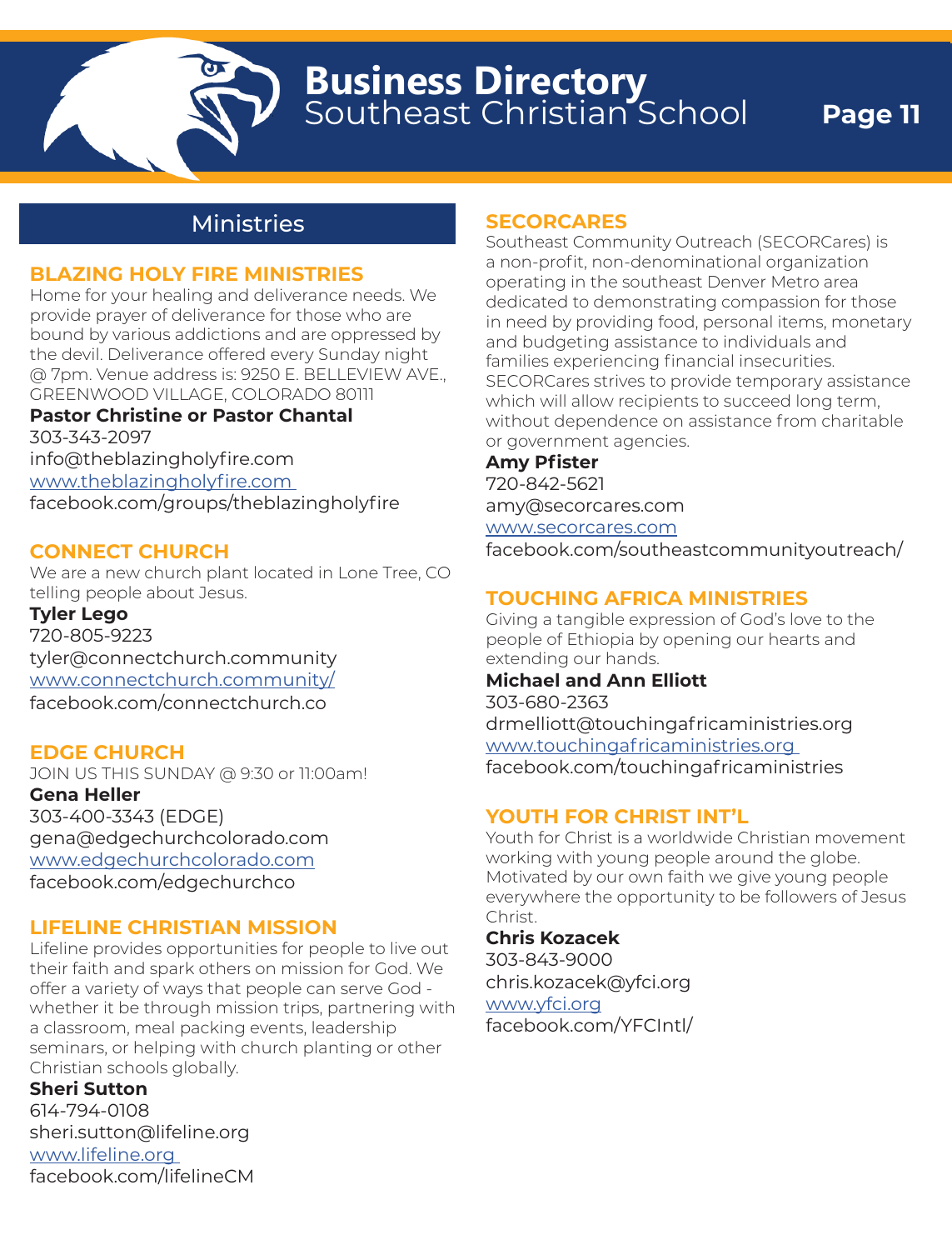## Ministries

### BLAZING HOLY FIRE MINISTRIES

Home for your healing and deliverance needs. We provide prayer of deliverance for those who are bound by various addictions and are oppressed by the devil. Deliverance offered every Sunday night @ 7pm. Venue address is: 9250 E. BELLEVIEW AVE., GREENWOOD VILLAGE, COLORADO 80111

**Pastor Christine or Pastor Chantal**
303-343-2097
info@theblazingholyfire.com
www.theblazingholyfire.com
facebook.com/groups/theblazingholyfire

### CONNECT CHURCH

We are a new church plant located in Lone Tree, CO telling people about Jesus.

**Tyler Lego**
720-805-9223
tyler@connectchurch.community
www.connectchurch.community/
facebook.com/connectchurch.co

### EDGE CHURCH

JOIN US THIS SUNDAY @ 9:30 or 11:00am!

**Gena Heller**
303-400-3343 (EDGE)
gena@edgechurchcolorado.com
www.edgechurchcolorado.com
facebook.com/edgechurchco

### LIFELINE CHRISTIAN MISSION

Lifeline provides opportunities for people to live out their faith and spark others on mission for God. We offer a variety of ways that people can serve God - whether it be through mission trips, partnering with a classroom, meal packing events, leadership seminars, or helping with church planting or other Christian schools globally.

**Sheri Sutton**
614-794-0108
sheri.sutton@lifeline.org
www.lifeline.org
facebook.com/lifelineCM

### SECORCARES

Southeast Community Outreach (SECORCares) is a non-profit, non-denominational organization operating in the southeast Denver Metro area dedicated to demonstrating compassion for those in need by providing food, personal items, monetary and budgeting assistance to individuals and families experiencing financial insecurities. SECORCares strives to provide temporary assistance which will allow recipients to succeed long term, without dependence on assistance from charitable or government agencies.

**Amy Pfister**
720-842-5621
amy@secorcares.com
www.secorcares.com
facebook.com/southeastcommunityoutreach/

### TOUCHING AFRICA MINISTRIES

Giving a tangible expression of God's love to the people of Ethiopia by opening our hearts and extending our hands.

**Michael and Ann Elliott**
303-680-2363
drmelliott@touchingafricaministries.org
www.touchingafricaministries.org
facebook.com/touchingafricaministries

### YOUTH FOR CHRIST INT'L

Youth for Christ is a worldwide Christian movement working with young people around the globe. Motivated by our own faith we give young people everywhere the opportunity to be followers of Jesus Christ.

**Chris Kozacek**
303-843-9000
chris.kozacek@yfci.org
www.yfci.org
facebook.com/YFCIntl/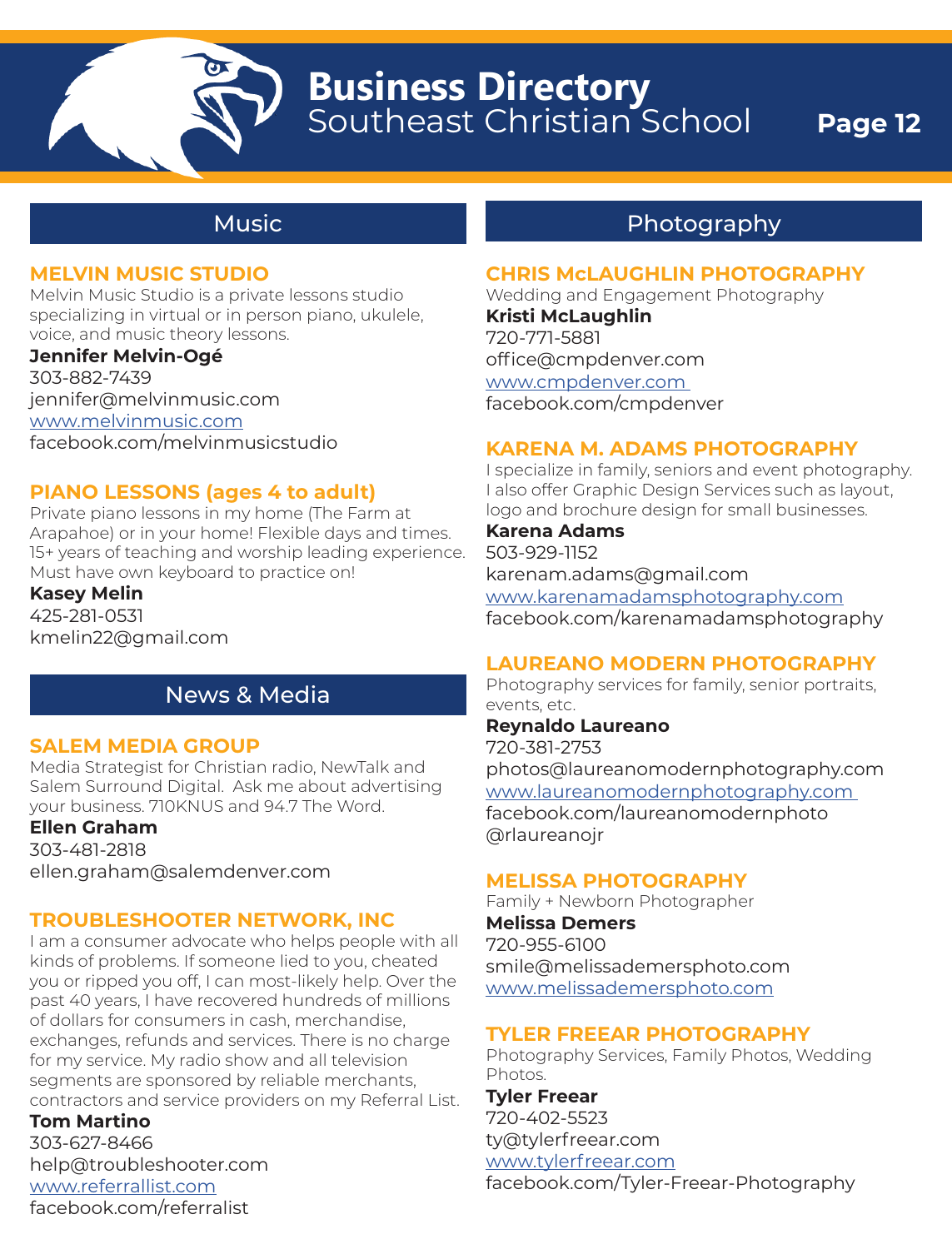## Music

### MELVIN MUSIC STUDIO

Melvin Music Studio is a private lessons studio specializing in virtual or in person piano, ukulele, voice, and music theory lessons.

**Jennifer Melvin-Ogé**
303-882-7439
jennifer@melvinmusic.com
www.melvinmusic.com
facebook.com/melvinmusicstudio

### PIANO LESSONS (ages 4 to adult)

Private piano lessons in my home (The Farm at Arapahoe) or in your home! Flexible days and times. 15+ years of teaching and worship leading experience. Must have own keyboard to practice on!

**Kasey Melin**
425-281-0531
kmelin22@gmail.com

## News & Media

### SALEM MEDIA GROUP

Media Strategist for Christian radio, NewTalk and Salem Surround Digital. Ask me about advertising your business. 710KNUS and 94.7 The Word.

**Ellen Graham**
303-481-2818
ellen.graham@salemdenver.com

### TROUBLESHOOTER NETWORK, INC

I am a consumer advocate who helps people with all kinds of problems. If someone lied to you, cheated you or ripped you off, I can most-likely help. Over the past 40 years, I have recovered hundreds of millions of dollars for consumers in cash, merchandise, exchanges, refunds and services. There is no charge for my service. My radio show and all television segments are sponsored by reliable merchants, contractors and service providers on my Referral List.

**Tom Martino**
303-627-8466
help@troubleshooter.com
www.referrallist.com
facebook.com/referralist

## Photography

### CHRIS McLAUGHLIN PHOTOGRAPHY

Wedding and Engagement Photography

**Kristi McLaughlin**
720-771-5881
office@cmpdenver.com
www.cmpdenver.com
facebook.com/cmpdenver

### KARENA M. ADAMS PHOTOGRAPHY

I specialize in family, seniors and event photography. I also offer Graphic Design Services such as layout, logo and brochure design for small businesses.

**Karena Adams**
503-929-1152
karenam.adams@gmail.com
www.karenamadamsphotography.com
facebook.com/karenamadamsphotography

### LAUREANO MODERN PHOTOGRAPHY

Photography services for family, senior portraits, events, etc.

**Reynaldo Laureano**
720-381-2753
photos@laureanomodernphotography.com
www.laureanomodernphotography.com
facebook.com/laureanomodernphoto
@rlaureanojr

### MELISSA PHOTOGRAPHY

Family + Newborn Photographer

**Melissa Demers**
720-955-6100
smile@melissademersphoto.com
www.melissademersphoto.com

### TYLER FREEAR PHOTOGRAPHY

Photography Services, Family Photos, Wedding Photos.

**Tyler Freear**
720-402-5523
ty@tylerfreear.com
www.tylerfreear.com
facebook.com/Tyler-Freear-Photography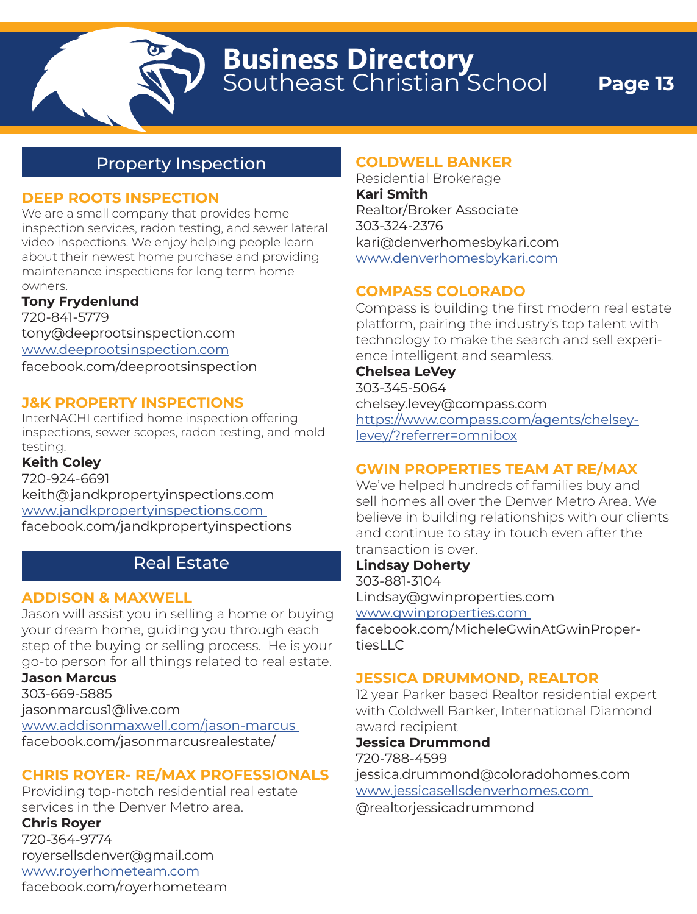# Business Directory
Southeast Christian School

## Property Inspection

### DEEP ROOTS INSPECTION

We are a small company that provides home inspection services, radon testing, and sewer lateral video inspections. We enjoy helping people learn about their newest home purchase and providing maintenance inspections for long term home owners.

**Tony Frydenlund**
720-841-5779
tony@deeprootsinspection.com
www.deeprootsinspection.com
facebook.com/deeprootsinspection

### J&K PROPERTY INSPECTIONS

InterNACHI certified home inspection offering inspections, sewer scopes, radon testing, and mold testing.

**Keith Coley**
720-924-6691
keith@jandkpropertyinspections.com
www.jandkpropertyinspections.com
facebook.com/jandkpropertyinspections

## Real Estate

### ADDISON & MAXWELL

Jason will assist you in selling a home or buying your dream home, guiding you through each step of the buying or selling process. He is your go-to person for all things related to real estate.

**Jason Marcus**
303-669-5885
jasonmarcus1@live.com
www.addisonmaxwell.com/jason-marcus
facebook.com/jasonmarcusrealestate/

### CHRIS ROYER- RE/MAX PROFESSIONALS

Providing top-notch residential real estate services in the Denver Metro area.

**Chris Royer**
720-364-9774
royersellsdenver@gmail.com
www.royerhometeam.com
facebook.com/royerhometeam

### COLDWELL BANKER

Residential Brokerage

**Kari Smith**
Realtor/Broker Associate
303-324-2376
kari@denverhomesbykari.com
www.denverhomesbykari.com

### COMPASS COLORADO

Compass is building the first modern real estate platform, pairing the industry's top talent with technology to make the search and sell experience intelligent and seamless.

**Chelsea LeVey**
303-345-5064
chelsey.levey@compass.com
https://www.compass.com/agents/chelsey-levey/?referrer=omnibox

### GWIN PROPERTIES TEAM AT RE/MAX

We've helped hundreds of families buy and sell homes all over the Denver Metro Area. We believe in building relationships with our clients and continue to stay in touch even after the transaction is over.

**Lindsay Doherty**
303-881-3104
Lindsay@gwinproperties.com
www.gwinproperties.com
facebook.com/MicheleGwinAtGwinPropertiesLLC

### JESSICA DRUMMOND, REALTOR

12 year Parker based Realtor residential expert with Coldwell Banker, International Diamond award recipient

**Jessica Drummond**
720-788-4599
jessica.drummond@coloradohomes.com
www.jessicasellsdenverhomes.com
@realtorjessicadrummond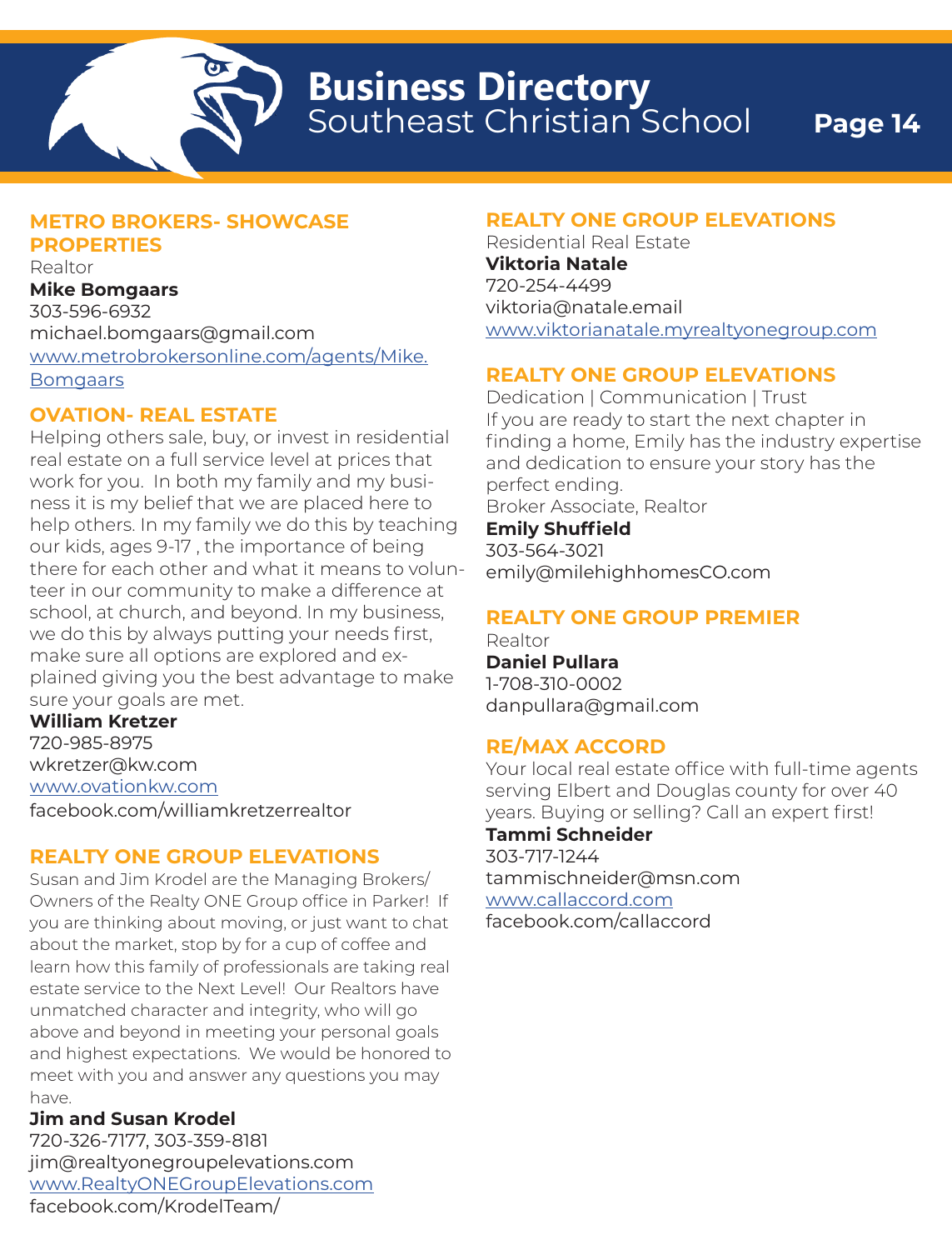### METRO BROKERS- SHOWCASE PROPERTIES

Realtor

**Mike Bomgaars**

303-596-6932

michael.bomgaars@gmail.com

www.metrobrokersonline.com/agents/Mike.Bomgaars

### OVATION- REAL ESTATE

Helping others sale, buy, or invest in residential real estate on a full service level at prices that work for you. In both my family and my business it is my belief that we are placed here to help others. In my family we do this by teaching our kids, ages 9-17 , the importance of being there for each other and what it means to volunteer in our community to make a difference at school, at church, and beyond. In my business, we do this by always putting your needs first, make sure all options are explored and explained giving you the best advantage to make sure your goals are met.

**William Kretzer**

720-985-8975

wkretzer@kw.com

www.ovationkw.com

facebook.com/williamkretzerrealtor

### REALTY ONE GROUP ELEVATIONS

Susan and Jim Krodel are the Managing Brokers/ Owners of the Realty ONE Group office in Parker! If you are thinking about moving, or just want to chat about the market, stop by for a cup of coffee and learn how this family of professionals are taking real estate service to the Next Level! Our Realtors have unmatched character and integrity, who will go above and beyond in meeting your personal goals and highest expectations. We would be honored to meet with you and answer any questions you may have.

**Jim and Susan Krodel**

720-326-7177, 303-359-8181

jim@realtyonegroupelevations.com

www.RealtyONEGroupElevations.com

facebook.com/KrodelTeam/

### REALTY ONE GROUP ELEVATIONS

Residential Real Estate

**Viktoria Natale**

720-254-4499

viktoria@natale.email

www.viktorianatale.myrealtyonegroup.com

### REALTY ONE GROUP ELEVATIONS

Dedication | Communication | Trust

If you are ready to start the next chapter in finding a home, Emily has the industry expertise and dedication to ensure your story has the perfect ending.

Broker Associate, Realtor

**Emily Shuffield**

303-564-3021

emily@milehighhomesCO.com

### REALTY ONE GROUP PREMIER

Realtor

**Daniel Pullara**

1-708-310-0002

danpullara@gmail.com

### RE/MAX ACCORD

Your local real estate office with full-time agents serving Elbert and Douglas county for over 40 years. Buying or selling? Call an expert first!

**Tammi Schneider**

303-717-1244

tammischneider@msn.com

www.callaccord.com

facebook.com/callaccord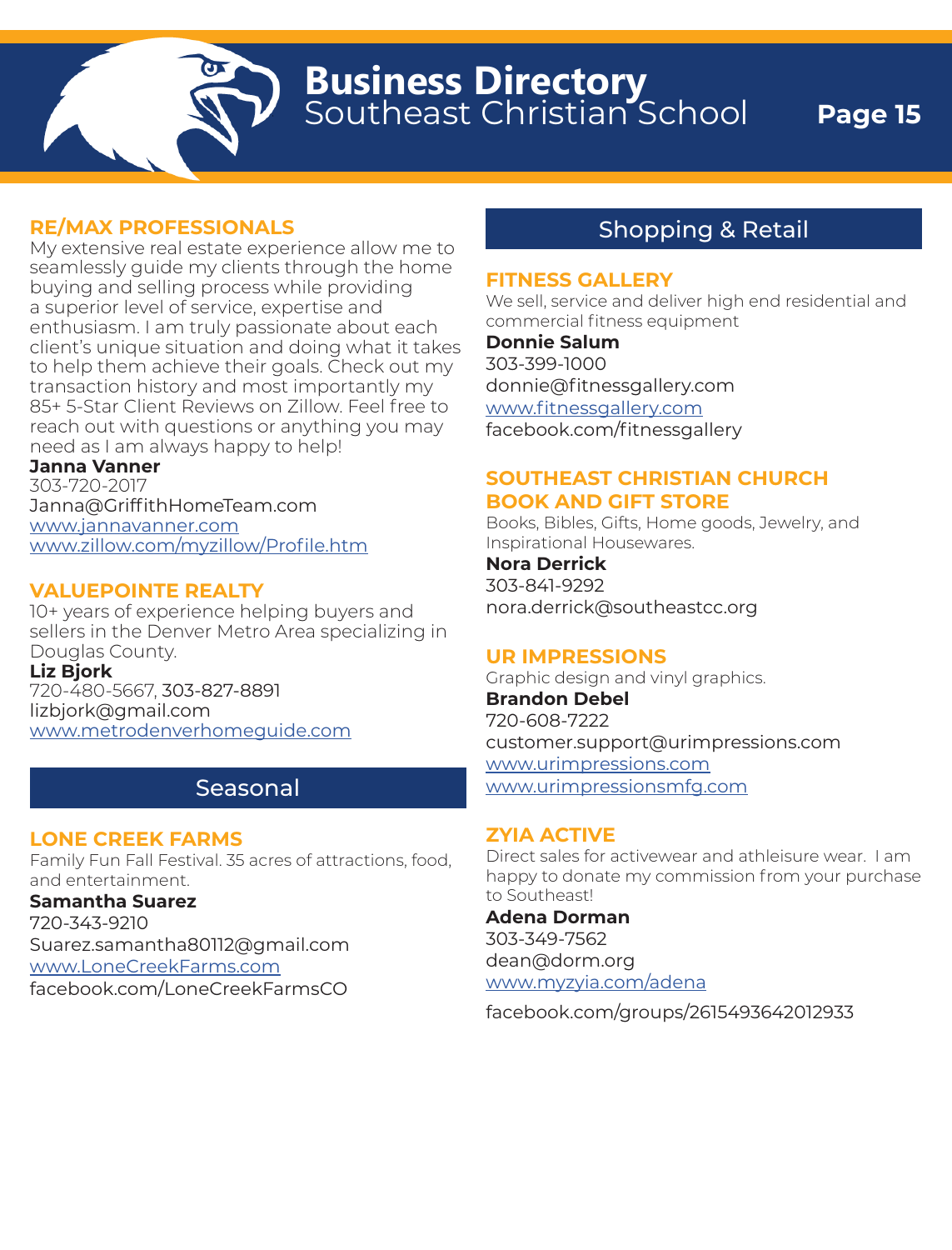## RE/MAX PROFESSIONALS

My extensive real estate experience allow me to seamlessly guide my clients through the home buying and selling process while providing a superior level of service, expertise and enthusiasm. I am truly passionate about each client's unique situation and doing what it takes to help them achieve their goals. Check out my transaction history and most importantly my 85+ 5-Star Client Reviews on Zillow. Feel free to reach out with questions or anything you may need as I am always happy to help!

**Janna Vanner**
303-720-2017
Janna@GriffithHomeTeam.com
www.jannavanner.com
www.zillow.com/myzillow/Profile.htm

## VALUEPOINTE REALTY

10+ years of experience helping buyers and sellers in the Denver Metro Area specializing in Douglas County.

**Liz Bjork**
720-480-5667, 303-827-8891
lizbjork@gmail.com
www.metrodenverhomeguide.com

# Seasonal

## LONE CREEK FARMS

Family Fun Fall Festival. 35 acres of attractions, food, and entertainment.

**Samantha Suarez**
720-343-9210
Suarez.samantha80112@gmail.com
www.LoneCreekFarms.com
facebook.com/LoneCreekFarmsCO

# Shopping & Retail

## FITNESS GALLERY

We sell, service and deliver high end residential and commercial fitness equipment

**Donnie Salum**
303-399-1000
donnie@fitnessgallery.com
www.fitnessgallery.com
facebook.com/fitnessgallery

## SOUTHEAST CHRISTIAN CHURCH BOOK AND GIFT STORE

Books, Bibles, Gifts, Home goods, Jewelry, and Inspirational Housewares.

**Nora Derrick**
303-841-9292
nora.derrick@southeastcc.org

## UR IMPRESSIONS

Graphic design and vinyl graphics.

**Brandon Debel**
720-608-7222
customer.support@urimpressions.com
www.urimpressions.com
www.urimpressionsmfg.com

## ZYIA ACTIVE

Direct sales for activewear and athleisure wear. I am happy to donate my commission from your purchase to Southeast!

**Adena Dorman**
303-349-7562
dean@dorm.org
www.myzyia.com/adena
facebook.com/groups/2615493642012933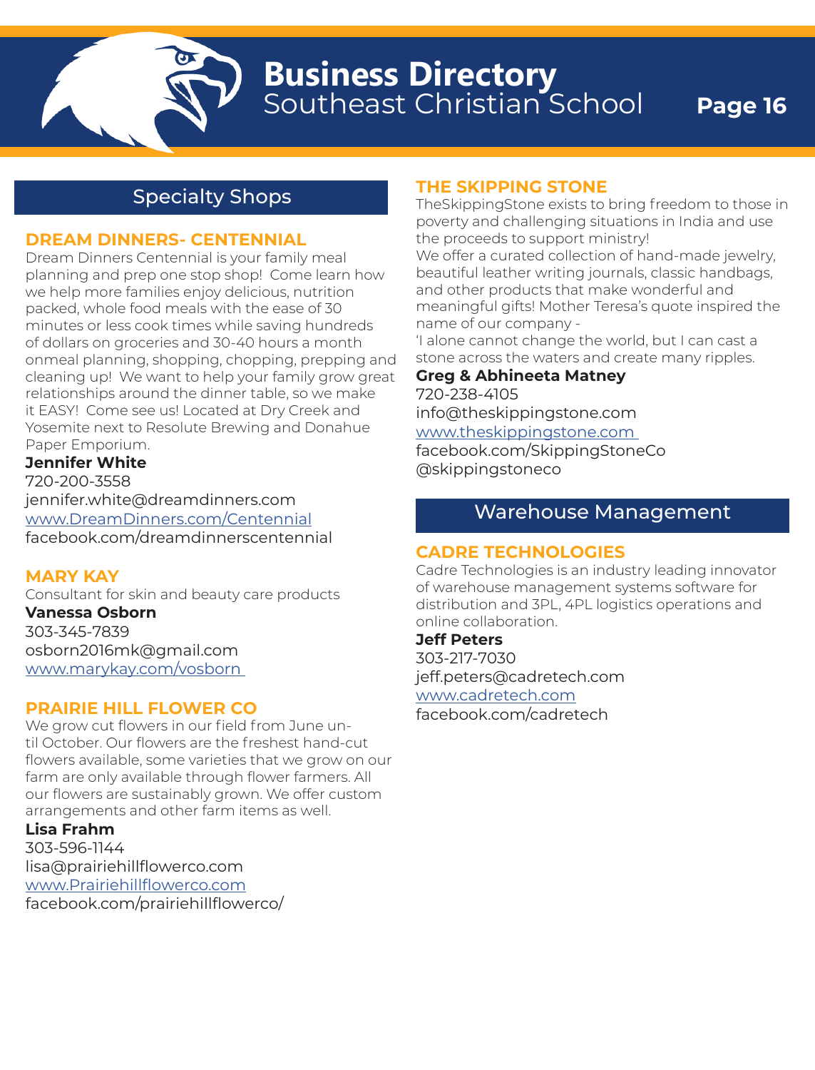## Specialty Shops

### DREAM DINNERS- CENTENNIAL

Dream Dinners Centennial is your family meal planning and prep one stop shop! Come learn how we help more families enjoy delicious, nutrition packed, whole food meals with the ease of 30 minutes or less cook times while saving hundreds of dollars on groceries and 30-40 hours a month onmeal planning, shopping, chopping, prepping and cleaning up! We want to help your family grow great relationships around the dinner table, so we make it EASY! Come see us! Located at Dry Creek and Yosemite next to Resolute Brewing and Donahue Paper Emporium.

**Jennifer White**
720-200-3558
jennifer.white@dreamdinners.com
www.DreamDinners.com/Centennial
facebook.com/dreamdinnerscentennial

### MARY KAY

Consultant for skin and beauty care products

**Vanessa Osborn**
303-345-7839
osborn2016mk@gmail.com
www.marykay.com/vosborn

### PRAIRIE HILL FLOWER CO

We grow cut flowers in our field from June until October. Our flowers are the freshest hand-cut flowers available, some varieties that we grow on our farm are only available through flower farmers. All our flowers are sustainably grown. We offer custom arrangements and other farm items as well.

**Lisa Frahm**
303-596-1144
lisa@prairiehillflowerco.com
www.Prairiehillflowerco.com
facebook.com/prairiehillflowerco/

### THE SKIPPING STONE

TheSkippingStone exists to bring freedom to those in poverty and challenging situations in India and use the proceeds to support ministry!

We offer a curated collection of hand-made jewelry, beautiful leather writing journals, classic handbags, and other products that make wonderful and meaningful gifts! Mother Teresa's quote inspired the name of our company -

'I alone cannot change the world, but I can cast a stone across the waters and create many ripples.

**Greg & Abhineeta Matney**
720-238-4105
info@theskippingstone.com
www.theskippingstone.com
facebook.com/SkippingStoneCo
@skippingstoneco

## Warehouse Management

### CADRE TECHNOLOGIES

Cadre Technologies is an industry leading innovator of warehouse management systems software for distribution and 3PL, 4PL logistics operations and online collaboration.

**Jeff Peters**
303-217-7030
jeff.peters@cadretech.com
www.cadretech.com
facebook.com/cadretech